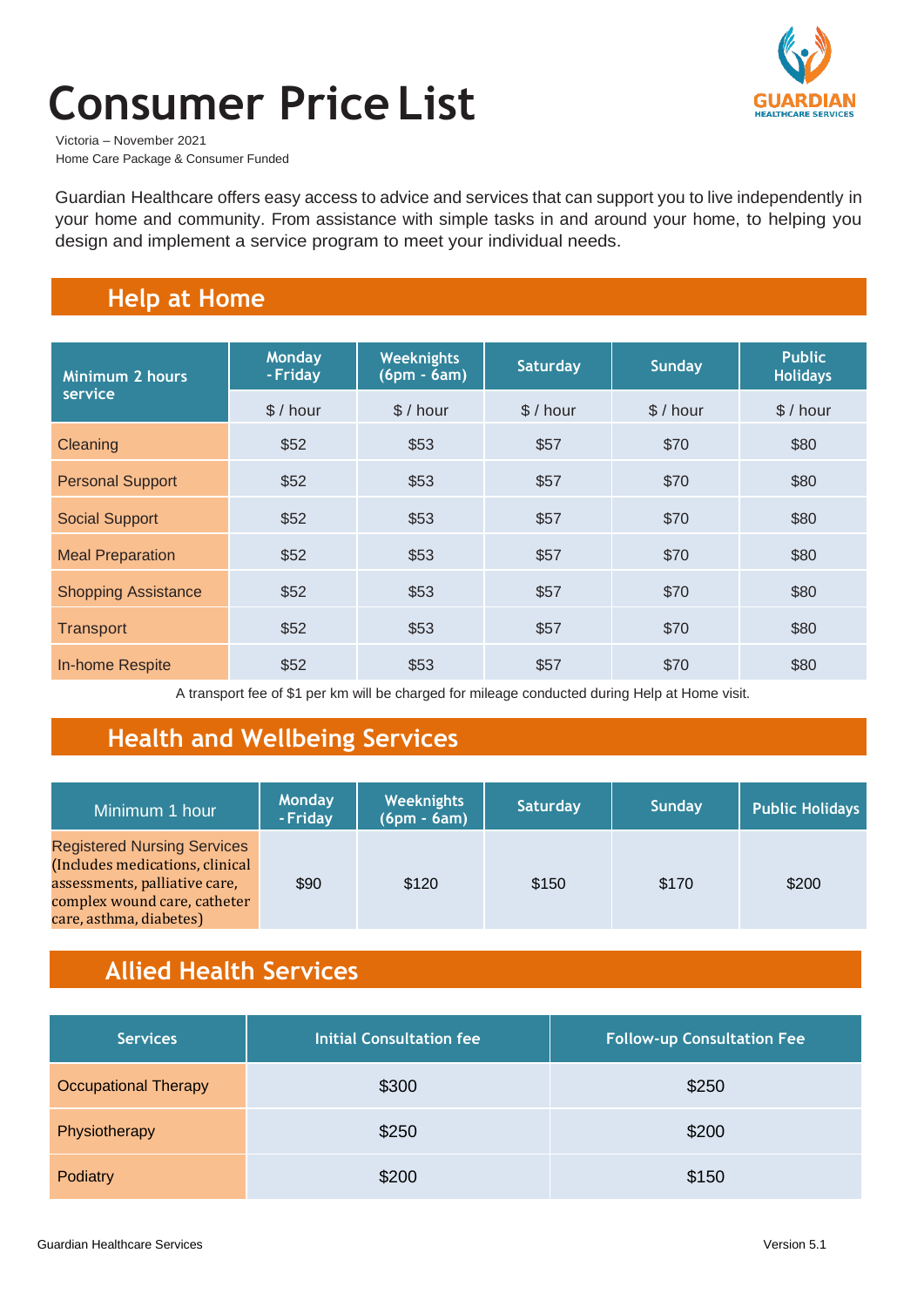# Consumer Price List

Victoria – November 2021
Home Care Package & Consumer Funded

Guardian Healthcare offers easy access to advice and services that can support you to live independently in your home and community. From assistance with simple tasks in and around your home, to helping you design and implement a service program to meet your individual needs.

## Help at Home

| Minimum 2 hours service | Monday - Friday | Weeknights (6pm - 6am) | Saturday | Sunday | Public Holidays |
|---|---|---|---|---|---|
| | $ / hour | $ / hour | $ / hour | $ / hour | $ / hour |
| Cleaning | $52 | $53 | $57 | $70 | $80 |
| Personal Support | $52 | $53 | $57 | $70 | $80 |
| Social Support | $52 | $53 | $57 | $70 | $80 |
| Meal Preparation | $52 | $53 | $57 | $70 | $80 |
| Shopping Assistance | $52 | $53 | $57 | $70 | $80 |
| Transport | $52 | $53 | $57 | $70 | $80 |
| In-home Respite | $52 | $53 | $57 | $70 | $80 |

A transport fee of $1 per km will be charged for mileage conducted during Help at Home visit.

## Health and Wellbeing Services

| Minimum 1 hour | Monday - Friday | Weeknights (6pm - 6am) | Saturday | Sunday | Public Holidays |
|---|---|---|---|---|---|
| Registered Nursing Services (Includes medications, clinical assessments, palliative care, complex wound care, catheter care, asthma, diabetes) | $90 | $120 | $150 | $170 | $200 |

## Allied Health Services

| Services | Initial Consultation fee | Follow-up Consultation Fee |
|---|---|---|
| Occupational Therapy | $300 | $250 |
| Physiotherapy | $250 | $200 |
| Podiatry | $200 | $150 |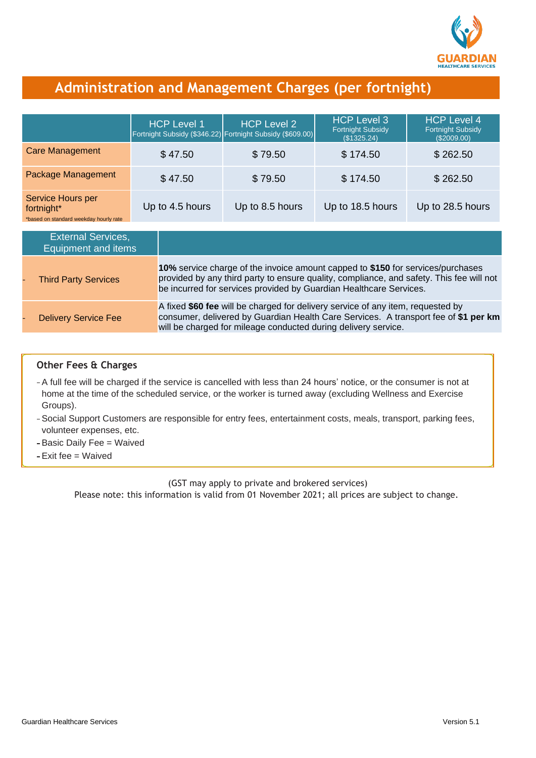## Administration and Management Charges (per fortnight)

| | HCP Level 1 Fortnight Subsidy ($346.22) | HCP Level 2 Fortnight Subsidy ($609.00) | HCP Level 3 Fortnight Subsidy ($1325.24) | HCP Level 4 Fortnight Subsidy ($2009.00) |
|---|---|---|---|---|
| Care Management | $ 47.50 | $ 79.50 | $ 174.50 | $ 262.50 |
| Package Management | $ 47.50 | $ 79.50 | $ 174.50 | $ 262.50 |
| Service Hours per fortnight* *based on standard weekday hourly rate | Up to 4.5 hours | Up to 8.5 hours | Up to 18.5 hours | Up to 28.5 hours |

| External Services, Equipment and items | |
|---|---|
| - Third Party Services | **10%** service charge of the invoice amount capped to **$150** for services/purchases provided by any third party to ensure quality, compliance, and safety. This fee will not be incurred for services provided by Guardian Healthcare Services. |
| - Delivery Service Fee | A fixed **$60 fee** will be charged for delivery service of any item, requested by consumer, delivered by Guardian Health Care Services. A transport fee of **$1 per km** will be charged for mileage conducted during delivery service. |

### Other Fees & Charges

- A full fee will be charged if the service is cancelled with less than 24 hours' notice, or the consumer is not at home at the time of the scheduled service, or the worker is turned away (excluding Wellness and Exercise Groups).
- Social Support Customers are responsible for entry fees, entertainment costs, meals, transport, parking fees, volunteer expenses, etc.
- Basic Daily Fee = Waived
- Exit fee = Waived

(GST may apply to private and brokered services)

Please note: this information is valid from 01 November 2021; all prices are subject to change.